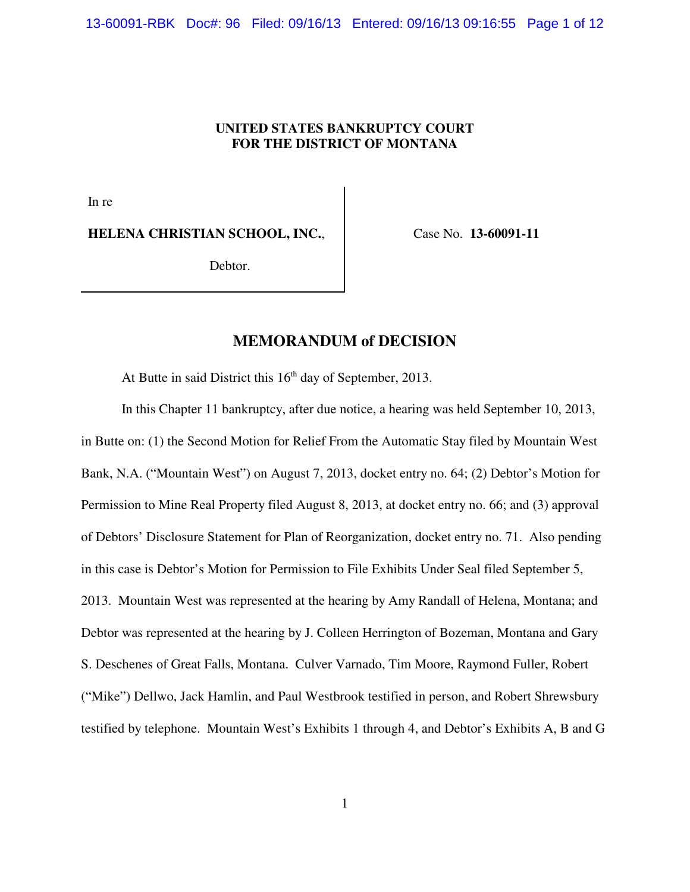**UNITED STATES BANKRUPTCY COURT**
**FOR THE DISTRICT OF MONTANA**

| In re<br><br>**HELENA CHRISTIAN SCHOOL, INC.**,<br><br>Debtor. | Case No. **13-60091-11** |
|---|---|

## MEMORANDUM of DECISION

At Butte in said District this 16th day of September, 2013.

In this Chapter 11 bankruptcy, after due notice, a hearing was held September 10, 2013, in Butte on: (1) the Second Motion for Relief From the Automatic Stay filed by Mountain West Bank, N.A. ("Mountain West") on August 7, 2013, docket entry no. 64; (2) Debtor's Motion for Permission to Mine Real Property filed August 8, 2013, at docket entry no. 66; and (3) approval of Debtors' Disclosure Statement for Plan of Reorganization, docket entry no. 71. Also pending in this case is Debtor's Motion for Permission to File Exhibits Under Seal filed September 5, 2013. Mountain West was represented at the hearing by Amy Randall of Helena, Montana; and Debtor was represented at the hearing by J. Colleen Herrington of Bozeman, Montana and Gary S. Deschenes of Great Falls, Montana. Culver Varnado, Tim Moore, Raymond Fuller, Robert ("Mike") Dellwo, Jack Hamlin, and Paul Westbrook testified in person, and Robert Shrewsbury testified by telephone. Mountain West's Exhibits 1 through 4, and Debtor's Exhibits A, B and G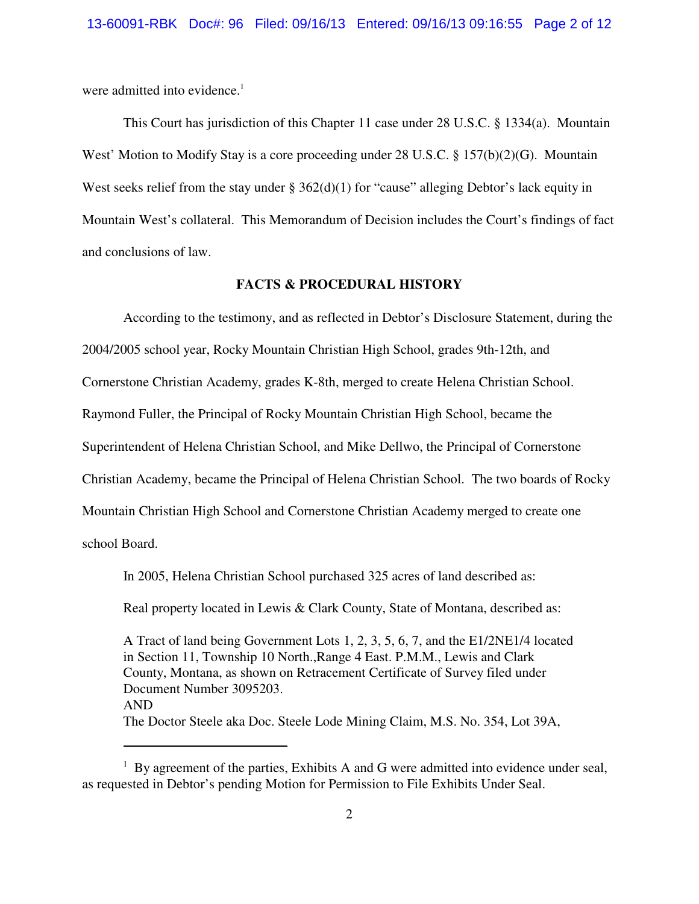were admitted into evidence.[1]

This Court has jurisdiction of this Chapter 11 case under 28 U.S.C. § 1334(a). Mountain West' Motion to Modify Stay is a core proceeding under 28 U.S.C. § 157(b)(2)(G). Mountain West seeks relief from the stay under § 362(d)(1) for "cause" alleging Debtor's lack equity in Mountain West's collateral. This Memorandum of Decision includes the Court's findings of fact and conclusions of law.

## FACTS & PROCEDURAL HISTORY

According to the testimony, and as reflected in Debtor's Disclosure Statement, during the 2004/2005 school year, Rocky Mountain Christian High School, grades 9th-12th, and Cornerstone Christian Academy, grades K-8th, merged to create Helena Christian School. Raymond Fuller, the Principal of Rocky Mountain Christian High School, became the Superintendent of Helena Christian School, and Mike Dellwo, the Principal of Cornerstone Christian Academy, became the Principal of Helena Christian School. The two boards of Rocky Mountain Christian High School and Cornerstone Christian Academy merged to create one school Board.

In 2005, Helena Christian School purchased 325 acres of land described as:

Real property located in Lewis & Clark County, State of Montana, described as:

A Tract of land being Government Lots 1, 2, 3, 5, 6, 7, and the E1/2NE1/4 located in Section 11, Township 10 North.,Range 4 East. P.M.M., Lewis and Clark County, Montana, as shown on Retracement Certificate of Survey filed under Document Number 3095203.
AND
The Doctor Steele aka Doc. Steele Lode Mining Claim, M.S. No. 354, Lot 39A,

[1] By agreement of the parties, Exhibits A and G were admitted into evidence under seal, as requested in Debtor's pending Motion for Permission to File Exhibits Under Seal.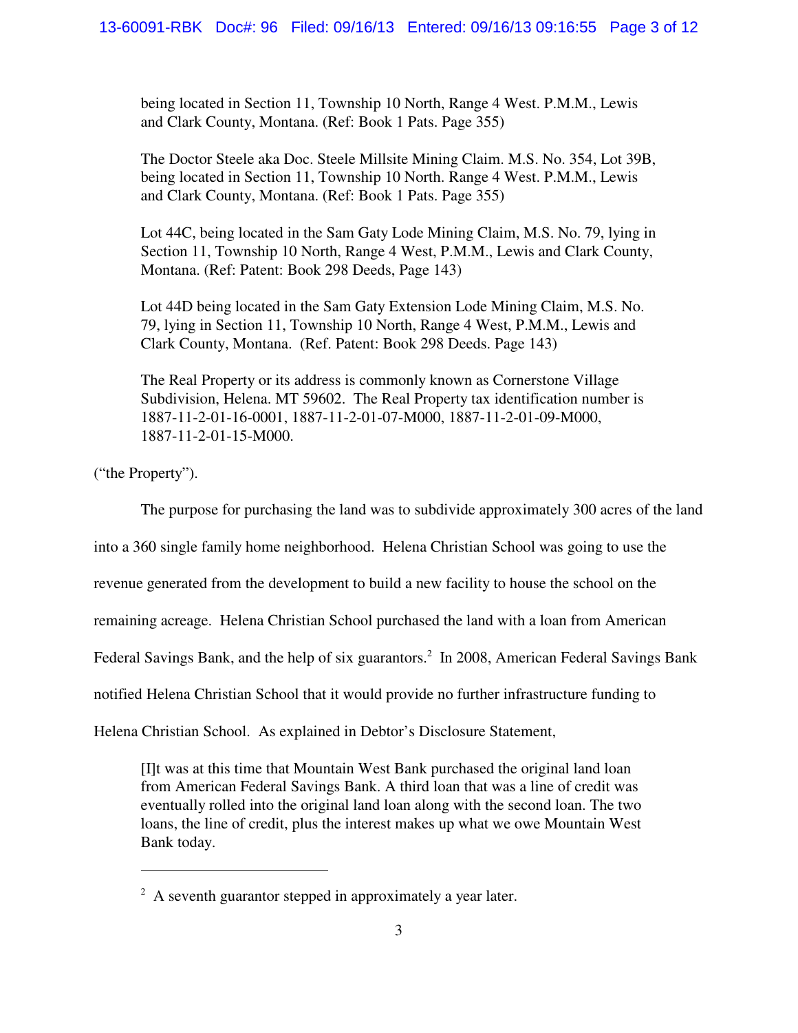being located in Section 11, Township 10 North, Range 4 West. P.M.M., Lewis and Clark County, Montana. (Ref: Book 1 Pats. Page 355)

The Doctor Steele aka Doc. Steele Millsite Mining Claim. M.S. No. 354, Lot 39B, being located in Section 11, Township 10 North. Range 4 West. P.M.M., Lewis and Clark County, Montana. (Ref: Book 1 Pats. Page 355)

Lot 44C, being located in the Sam Gaty Lode Mining Claim, M.S. No. 79, lying in Section 11, Township 10 North, Range 4 West, P.M.M., Lewis and Clark County, Montana. (Ref: Patent: Book 298 Deeds, Page 143)

Lot 44D being located in the Sam Gaty Extension Lode Mining Claim, M.S. No. 79, lying in Section 11, Township 10 North, Range 4 West, P.M.M., Lewis and Clark County, Montana. (Ref. Patent: Book 298 Deeds. Page 143)

The Real Property or its address is commonly known as Cornerstone Village Subdivision, Helena. MT 59602. The Real Property tax identification number is 1887-11-2-01-16-0001, 1887-11-2-01-07-M000, 1887-11-2-01-09-M000, 1887-11-2-01-15-M000.

("the Property").

The purpose for purchasing the land was to subdivide approximately 300 acres of the land into a 360 single family home neighborhood. Helena Christian School was going to use the revenue generated from the development to build a new facility to house the school on the remaining acreage. Helena Christian School purchased the land with a loan from American Federal Savings Bank, and the help of six guarantors.[2] In 2008, American Federal Savings Bank notified Helena Christian School that it would provide no further infrastructure funding to Helena Christian School. As explained in Debtor's Disclosure Statement,

> [I]t was at this time that Mountain West Bank purchased the original land loan from American Federal Savings Bank. A third loan that was a line of credit was eventually rolled into the original land loan along with the second loan. The two loans, the line of credit, plus the interest makes up what we owe Mountain West Bank today.

---

[2] A seventh guarantor stepped in approximately a year later.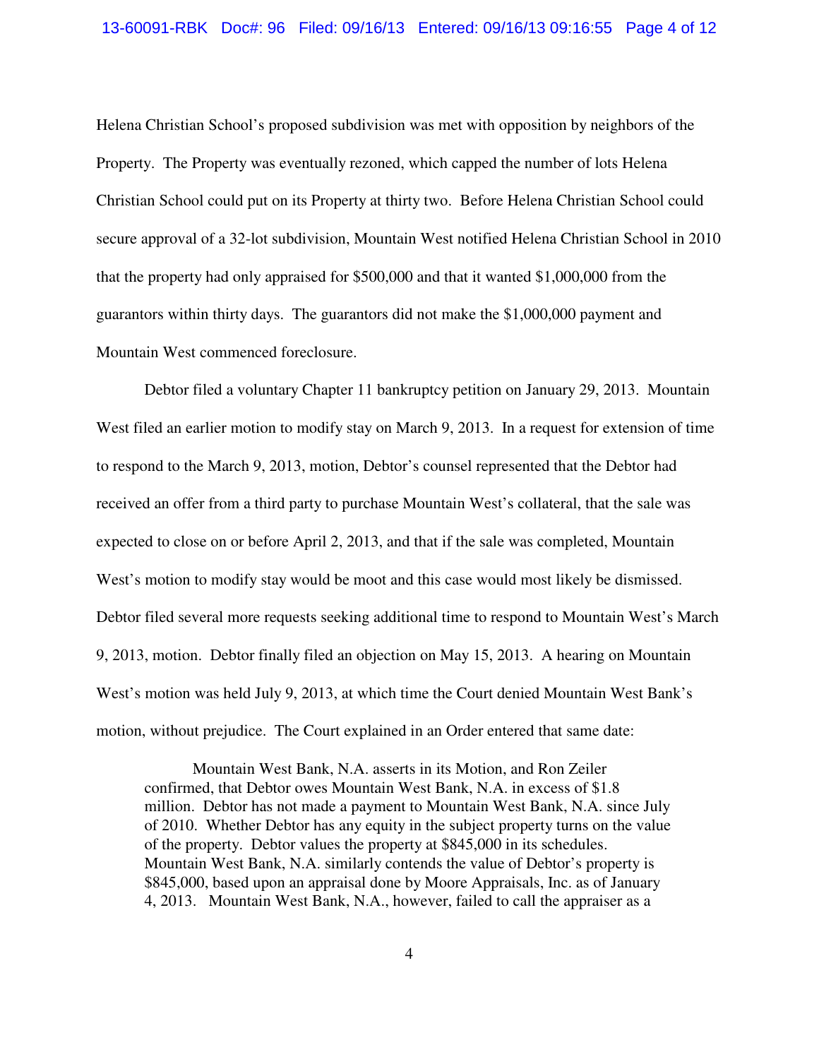Helena Christian School's proposed subdivision was met with opposition by neighbors of the Property. The Property was eventually rezoned, which capped the number of lots Helena Christian School could put on its Property at thirty two. Before Helena Christian School could secure approval of a 32-lot subdivision, Mountain West notified Helena Christian School in 2010 that the property had only appraised for $500,000 and that it wanted $1,000,000 from the guarantors within thirty days. The guarantors did not make the $1,000,000 payment and Mountain West commenced foreclosure.

Debtor filed a voluntary Chapter 11 bankruptcy petition on January 29, 2013. Mountain West filed an earlier motion to modify stay on March 9, 2013. In a request for extension of time to respond to the March 9, 2013, motion, Debtor's counsel represented that the Debtor had received an offer from a third party to purchase Mountain West's collateral, that the sale was expected to close on or before April 2, 2013, and that if the sale was completed, Mountain West's motion to modify stay would be moot and this case would most likely be dismissed. Debtor filed several more requests seeking additional time to respond to Mountain West's March 9, 2013, motion. Debtor finally filed an objection on May 15, 2013. A hearing on Mountain West's motion was held July 9, 2013, at which time the Court denied Mountain West Bank's motion, without prejudice. The Court explained in an Order entered that same date:

> Mountain West Bank, N.A. asserts in its Motion, and Ron Zeiler confirmed, that Debtor owes Mountain West Bank, N.A. in excess of $1.8 million. Debtor has not made a payment to Mountain West Bank, N.A. since July of 2010. Whether Debtor has any equity in the subject property turns on the value of the property. Debtor values the property at $845,000 in its schedules. Mountain West Bank, N.A. similarly contends the value of Debtor's property is $845,000, based upon an appraisal done by Moore Appraisals, Inc. as of January 4, 2013. Mountain West Bank, N.A., however, failed to call the appraiser as a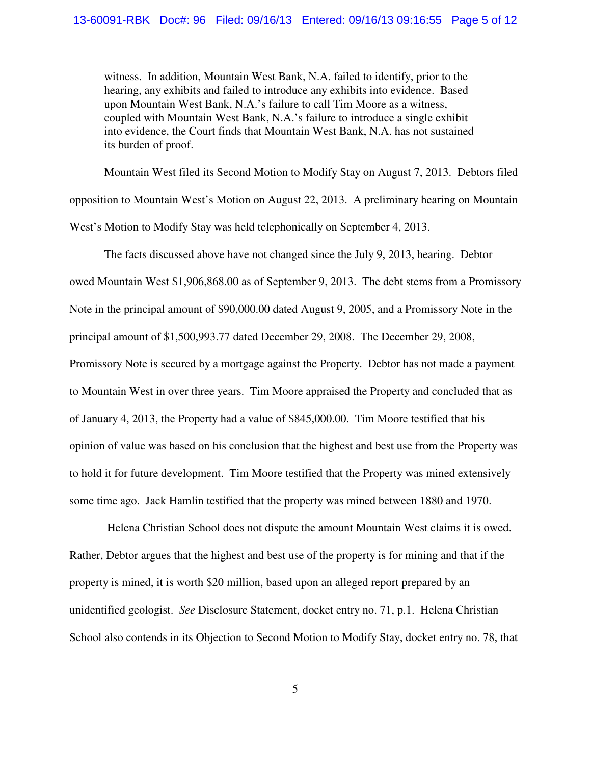> witness. In addition, Mountain West Bank, N.A. failed to identify, prior to the hearing, any exhibits and failed to introduce any exhibits into evidence. Based upon Mountain West Bank, N.A.'s failure to call Tim Moore as a witness, coupled with Mountain West Bank, N.A.'s failure to introduce a single exhibit into evidence, the Court finds that Mountain West Bank, N.A. has not sustained its burden of proof.

Mountain West filed its Second Motion to Modify Stay on August 7, 2013. Debtors filed opposition to Mountain West's Motion on August 22, 2013. A preliminary hearing on Mountain West's Motion to Modify Stay was held telephonically on September 4, 2013.

The facts discussed above have not changed since the July 9, 2013, hearing. Debtor owed Mountain West $1,906,868.00 as of September 9, 2013. The debt stems from a Promissory Note in the principal amount of $90,000.00 dated August 9, 2005, and a Promissory Note in the principal amount of $1,500,993.77 dated December 29, 2008. The December 29, 2008, Promissory Note is secured by a mortgage against the Property. Debtor has not made a payment to Mountain West in over three years. Tim Moore appraised the Property and concluded that as of January 4, 2013, the Property had a value of $845,000.00. Tim Moore testified that his opinion of value was based on his conclusion that the highest and best use from the Property was to hold it for future development. Tim Moore testified that the Property was mined extensively some time ago. Jack Hamlin testified that the property was mined between 1880 and 1970.

Helena Christian School does not dispute the amount Mountain West claims it is owed. Rather, Debtor argues that the highest and best use of the property is for mining and that if the property is mined, it is worth $20 million, based upon an alleged report prepared by an unidentified geologist. *See* Disclosure Statement, docket entry no. 71, p.1. Helena Christian School also contends in its Objection to Second Motion to Modify Stay, docket entry no. 78, that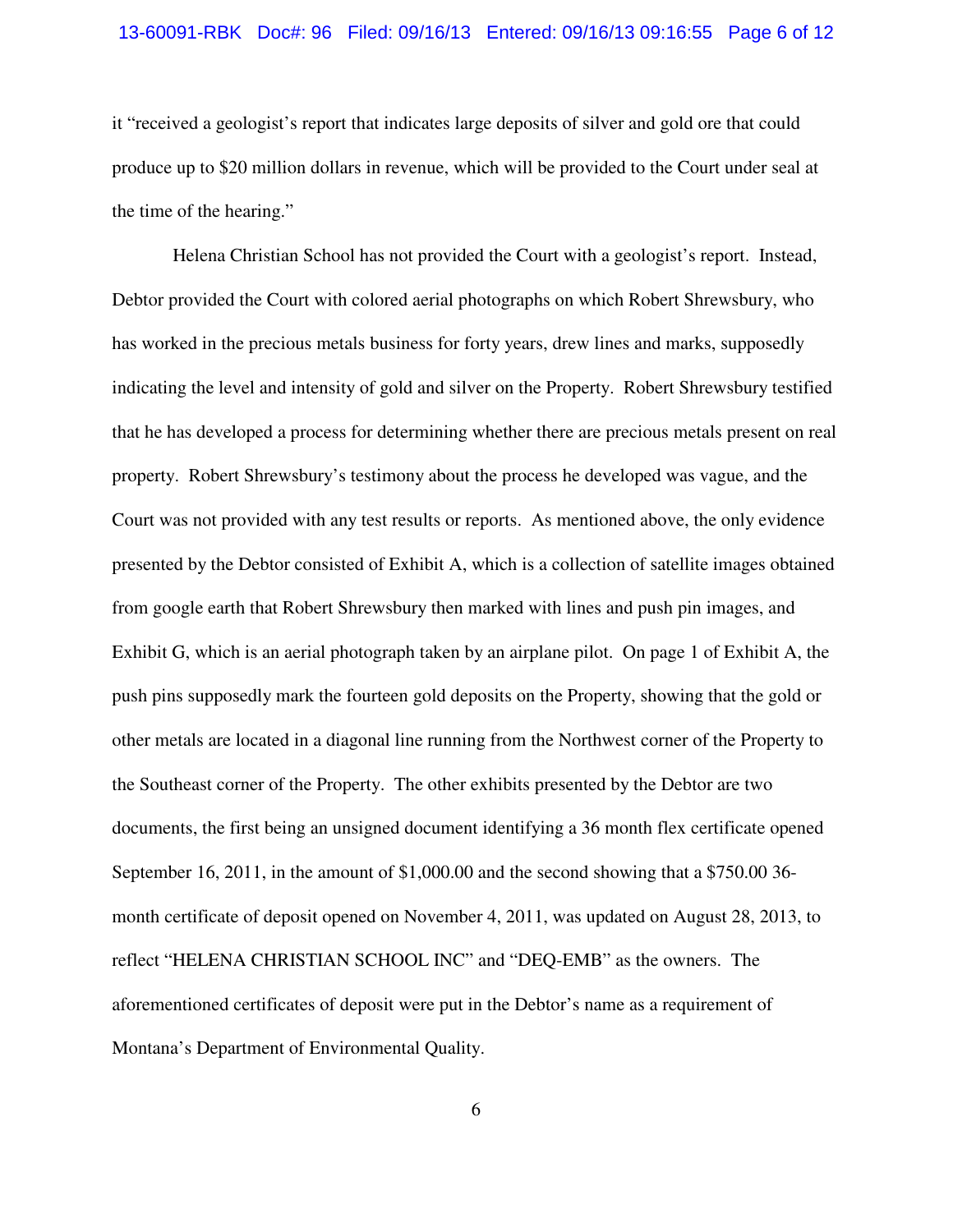it "received a geologist's report that indicates large deposits of silver and gold ore that could produce up to $20 million dollars in revenue, which will be provided to the Court under seal at the time of the hearing."

Helena Christian School has not provided the Court with a geologist's report. Instead, Debtor provided the Court with colored aerial photographs on which Robert Shrewsbury, who has worked in the precious metals business for forty years, drew lines and marks, supposedly indicating the level and intensity of gold and silver on the Property. Robert Shrewsbury testified that he has developed a process for determining whether there are precious metals present on real property. Robert Shrewsbury's testimony about the process he developed was vague, and the Court was not provided with any test results or reports. As mentioned above, the only evidence presented by the Debtor consisted of Exhibit A, which is a collection of satellite images obtained from google earth that Robert Shrewsbury then marked with lines and push pin images, and Exhibit G, which is an aerial photograph taken by an airplane pilot. On page 1 of Exhibit A, the push pins supposedly mark the fourteen gold deposits on the Property, showing that the gold or other metals are located in a diagonal line running from the Northwest corner of the Property to the Southeast corner of the Property. The other exhibits presented by the Debtor are two documents, the first being an unsigned document identifying a 36 month flex certificate opened September 16, 2011, in the amount of $1,000.00 and the second showing that a $750.00 36-month certificate of deposit opened on November 4, 2011, was updated on August 28, 2013, to reflect "HELENA CHRISTIAN SCHOOL INC" and "DEQ-EMB" as the owners. The aforementioned certificates of deposit were put in the Debtor's name as a requirement of Montana's Department of Environmental Quality.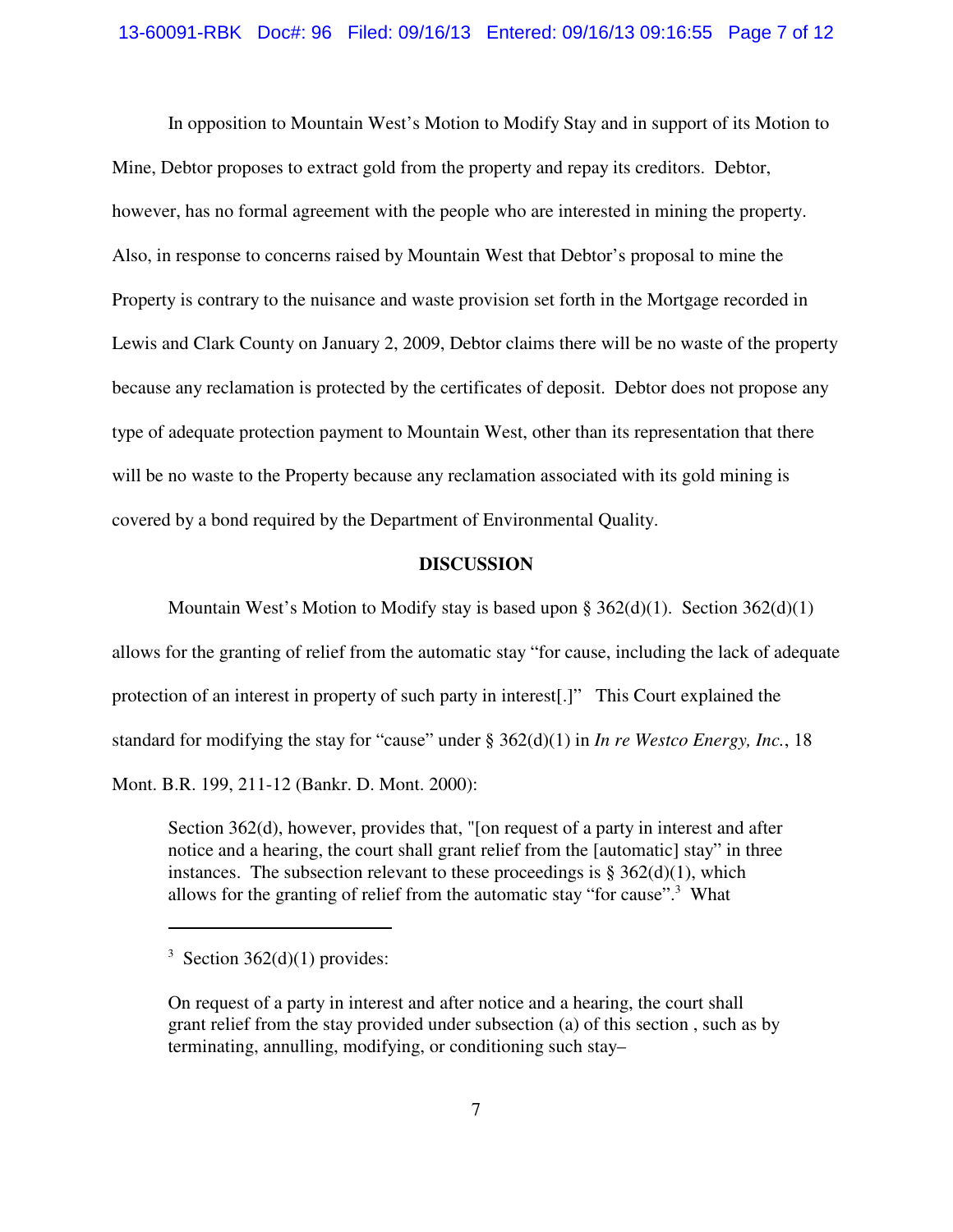In opposition to Mountain West's Motion to Modify Stay and in support of its Motion to Mine, Debtor proposes to extract gold from the property and repay its creditors. Debtor, however, has no formal agreement with the people who are interested in mining the property. Also, in response to concerns raised by Mountain West that Debtor's proposal to mine the Property is contrary to the nuisance and waste provision set forth in the Mortgage recorded in Lewis and Clark County on January 2, 2009, Debtor claims there will be no waste of the property because any reclamation is protected by the certificates of deposit. Debtor does not propose any type of adequate protection payment to Mountain West, other than its representation that there will be no waste to the Property because any reclamation associated with its gold mining is covered by a bond required by the Department of Environmental Quality.

## DISCUSSION

Mountain West's Motion to Modify stay is based upon § 362(d)(1). Section 362(d)(1) allows for the granting of relief from the automatic stay "for cause, including the lack of adequate protection of an interest in property of such party in interest[.]" This Court explained the standard for modifying the stay for "cause" under § 362(d)(1) in *In re Westco Energy, Inc.*, 18 Mont. B.R. 199, 211-12 (Bankr. D. Mont. 2000):

> Section 362(d), however, provides that, "[on request of a party in interest and after notice and a hearing, the court shall grant relief from the [automatic] stay" in three instances. The subsection relevant to these proceedings is § 362(d)(1), which allows for the granting of relief from the automatic stay "for cause".[3] What

---

[3] Section 362(d)(1) provides:

> On request of a party in interest and after notice and a hearing, the court shall grant relief from the stay provided under subsection (a) of this section , such as by terminating, annulling, modifying, or conditioning such stay–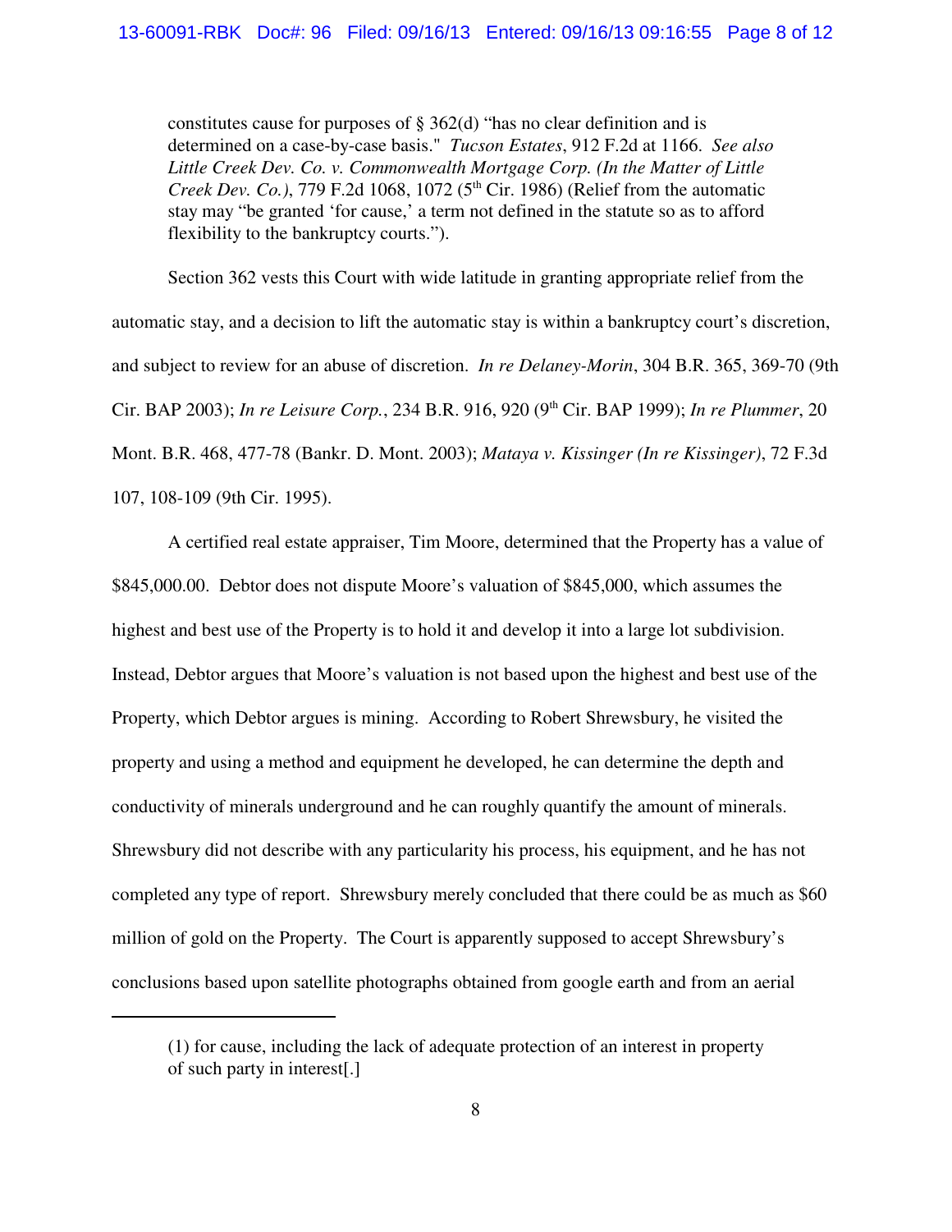constitutes cause for purposes of § 362(d) "has no clear definition and is determined on a case-by-case basis." *Tucson Estates*, 912 F.2d at 1166. *See also Little Creek Dev. Co. v. Commonwealth Mortgage Corp. (In the Matter of Little Creek Dev. Co.)*, 779 F.2d 1068, 1072 (5th Cir. 1986) (Relief from the automatic stay may "be granted 'for cause,' a term not defined in the statute so as to afford flexibility to the bankruptcy courts.").

Section 362 vests this Court with wide latitude in granting appropriate relief from the automatic stay, and a decision to lift the automatic stay is within a bankruptcy court's discretion, and subject to review for an abuse of discretion. *In re Delaney-Morin*, 304 B.R. 365, 369-70 (9th Cir. BAP 2003); *In re Leisure Corp.*, 234 B.R. 916, 920 (9th Cir. BAP 1999); *In re Plummer*, 20 Mont. B.R. 468, 477-78 (Bankr. D. Mont. 2003); *Mataya v. Kissinger (In re Kissinger)*, 72 F.3d 107, 108-109 (9th Cir. 1995).

A certified real estate appraiser, Tim Moore, determined that the Property has a value of $845,000.00. Debtor does not dispute Moore's valuation of $845,000, which assumes the highest and best use of the Property is to hold it and develop it into a large lot subdivision. Instead, Debtor argues that Moore's valuation is not based upon the highest and best use of the Property, which Debtor argues is mining. According to Robert Shrewsbury, he visited the property and using a method and equipment he developed, he can determine the depth and conductivity of minerals underground and he can roughly quantify the amount of minerals. Shrewsbury did not describe with any particularity his process, his equipment, and he has not completed any type of report. Shrewsbury merely concluded that there could be as much as $60 million of gold on the Property. The Court is apparently supposed to accept Shrewsbury's conclusions based upon satellite photographs obtained from google earth and from an aerial

---

(1) for cause, including the lack of adequate protection of an interest in property of such party in interest[.]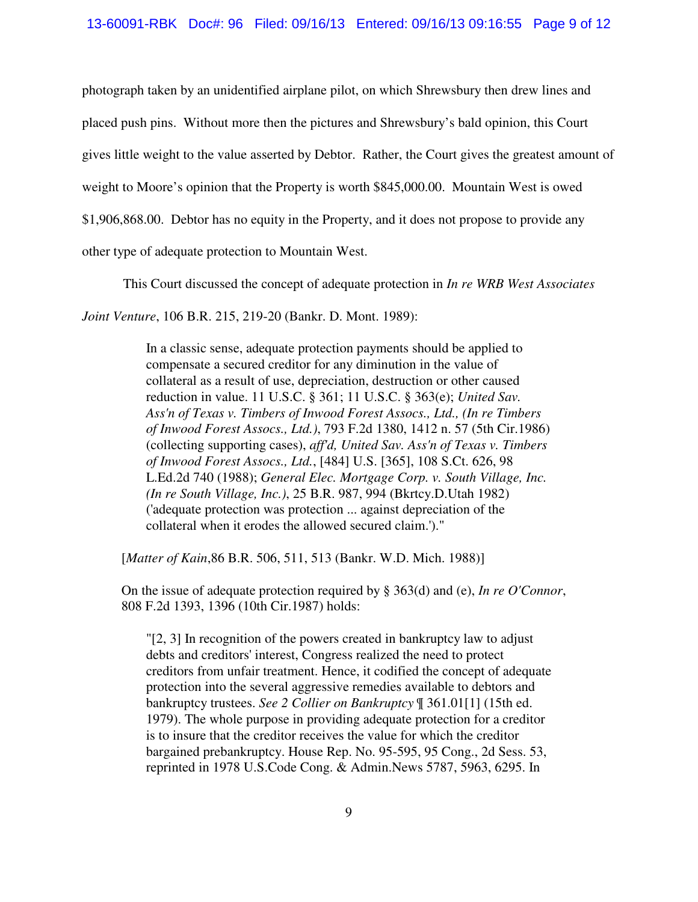photograph taken by an unidentified airplane pilot, on which Shrewsbury then drew lines and placed push pins. Without more then the pictures and Shrewsbury's bald opinion, this Court gives little weight to the value asserted by Debtor. Rather, the Court gives the greatest amount of weight to Moore's opinion that the Property is worth $845,000.00. Mountain West is owed $1,906,868.00. Debtor has no equity in the Property, and it does not propose to provide any other type of adequate protection to Mountain West.

This Court discussed the concept of adequate protection in *In re WRB West Associates Joint Venture*, 106 B.R. 215, 219-20 (Bankr. D. Mont. 1989):

> In a classic sense, adequate protection payments should be applied to compensate a secured creditor for any diminution in the value of collateral as a result of use, depreciation, destruction or other caused reduction in value. 11 U.S.C. § 361; 11 U.S.C. § 363(e); *United Sav. Ass'n of Texas v. Timbers of Inwood Forest Assocs., Ltd., (In re Timbers of Inwood Forest Assocs., Ltd.)*, 793 F.2d 1380, 1412 n. 57 (5th Cir.1986) (collecting supporting cases), *aff'd, United Sav. Ass'n of Texas v. Timbers of Inwood Forest Assocs., Ltd.*, [484] U.S. [365], 108 S.Ct. 626, 98 L.Ed.2d 740 (1988); *General Elec. Mortgage Corp. v. South Village, Inc. (In re South Village, Inc.)*, 25 B.R. 987, 994 (Bkrtcy.D.Utah 1982) ('adequate protection was protection ... against depreciation of the collateral when it erodes the allowed secured claim.')."
>
> [*Matter of Kain*,86 B.R. 506, 511, 513 (Bankr. W.D. Mich. 1988)]
>
> On the issue of adequate protection required by § 363(d) and (e), *In re O'Connor*, 808 F.2d 1393, 1396 (10th Cir.1987) holds:
>
> "[2, 3] In recognition of the powers created in bankruptcy law to adjust debts and creditors' interest, Congress realized the need to protect creditors from unfair treatment. Hence, it codified the concept of adequate protection into the several aggressive remedies available to debtors and bankruptcy trustees. *See 2 Collier on Bankruptcy* ¶ 361.01[1] (15th ed. 1979). The whole purpose in providing adequate protection for a creditor is to insure that the creditor receives the value for which the creditor bargained prebankruptcy. House Rep. No. 95-595, 95 Cong., 2d Sess. 53, reprinted in 1978 U.S.Code Cong. & Admin.News 5787, 5963, 6295. In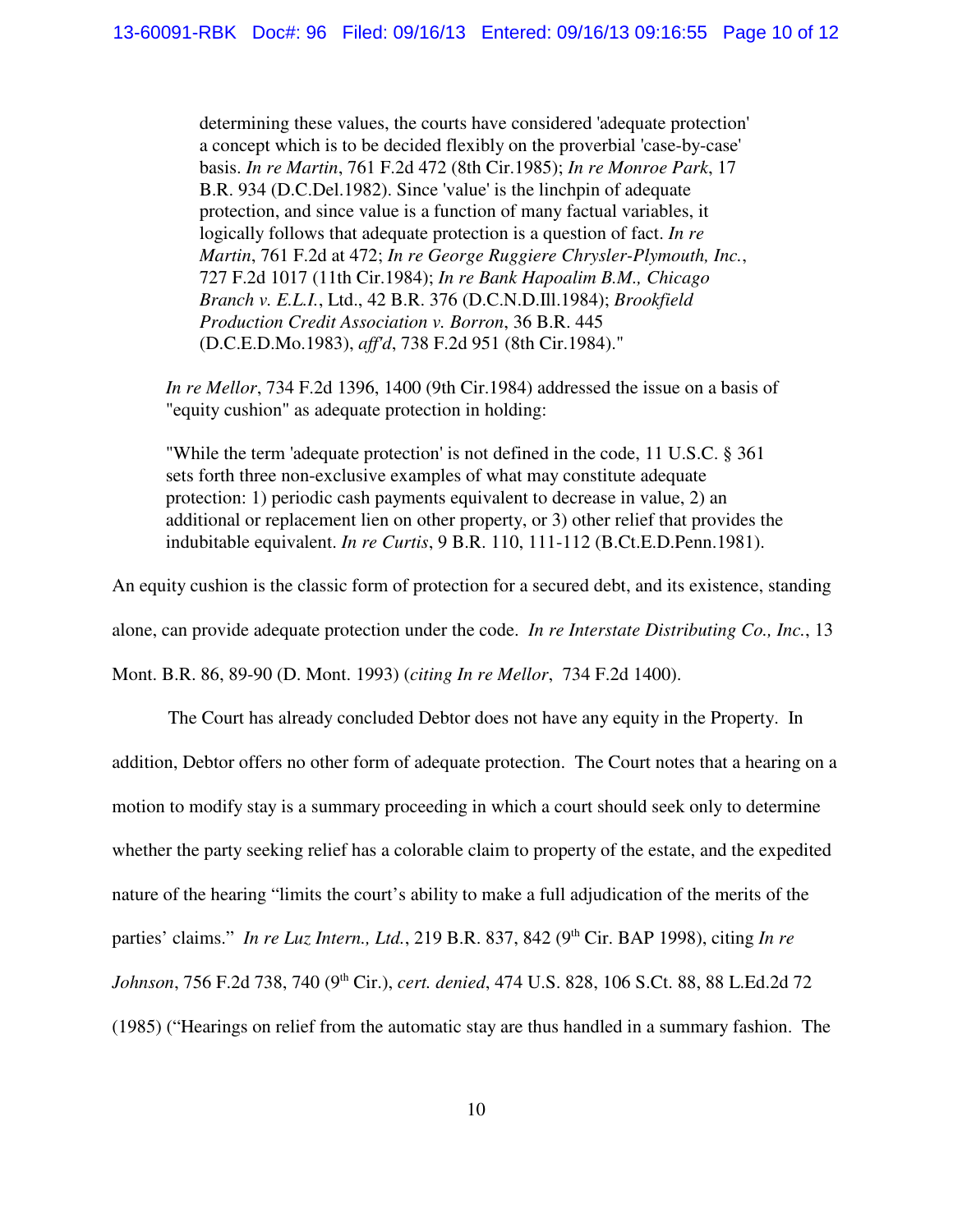> determining these values, the courts have considered 'adequate protection' a concept which is to be decided flexibly on the proverbial 'case-by-case' basis. *In re Martin*, 761 F.2d 472 (8th Cir.1985); *In re Monroe Park*, 17 B.R. 934 (D.C.Del.1982). Since 'value' is the linchpin of adequate protection, and since value is a function of many factual variables, it logically follows that adequate protection is a question of fact. *In re Martin*, 761 F.2d at 472; *In re George Ruggiere Chrysler-Plymouth, Inc.*, 727 F.2d 1017 (11th Cir.1984); *In re Bank Hapoalim B.M., Chicago Branch v. E.L.I.*, Ltd., 42 B.R. 376 (D.C.N.D.Ill.1984); *Brookfield Production Credit Association v. Borron*, 36 B.R. 445 (D.C.E.D.Mo.1983), *aff'd*, 738 F.2d 951 (8th Cir.1984)."

> *In re Mellor*, 734 F.2d 1396, 1400 (9th Cir.1984) addressed the issue on a basis of "equity cushion" as adequate protection in holding:
>
> "While the term 'adequate protection' is not defined in the code, 11 U.S.C. § 361 sets forth three non-exclusive examples of what may constitute adequate protection: 1) periodic cash payments equivalent to decrease in value, 2) an additional or replacement lien on other property, or 3) other relief that provides the indubitable equivalent. *In re Curtis*, 9 B.R. 110, 111-112 (B.Ct.E.D.Penn.1981).

An equity cushion is the classic form of protection for a secured debt, and its existence, standing alone, can provide adequate protection under the code. *In re Interstate Distributing Co., Inc.*, 13 Mont. B.R. 86, 89-90 (D. Mont. 1993) (*citing In re Mellor*, 734 F.2d 1400).

The Court has already concluded Debtor does not have any equity in the Property. In addition, Debtor offers no other form of adequate protection. The Court notes that a hearing on a motion to modify stay is a summary proceeding in which a court should seek only to determine whether the party seeking relief has a colorable claim to property of the estate, and the expedited nature of the hearing "limits the court's ability to make a full adjudication of the merits of the parties' claims." *In re Luz Intern., Ltd.*, 219 B.R. 837, 842 (9th Cir. BAP 1998), citing *In re Johnson*, 756 F.2d 738, 740 (9th Cir.), *cert. denied*, 474 U.S. 828, 106 S.Ct. 88, 88 L.Ed.2d 72 (1985) ("Hearings on relief from the automatic stay are thus handled in a summary fashion. The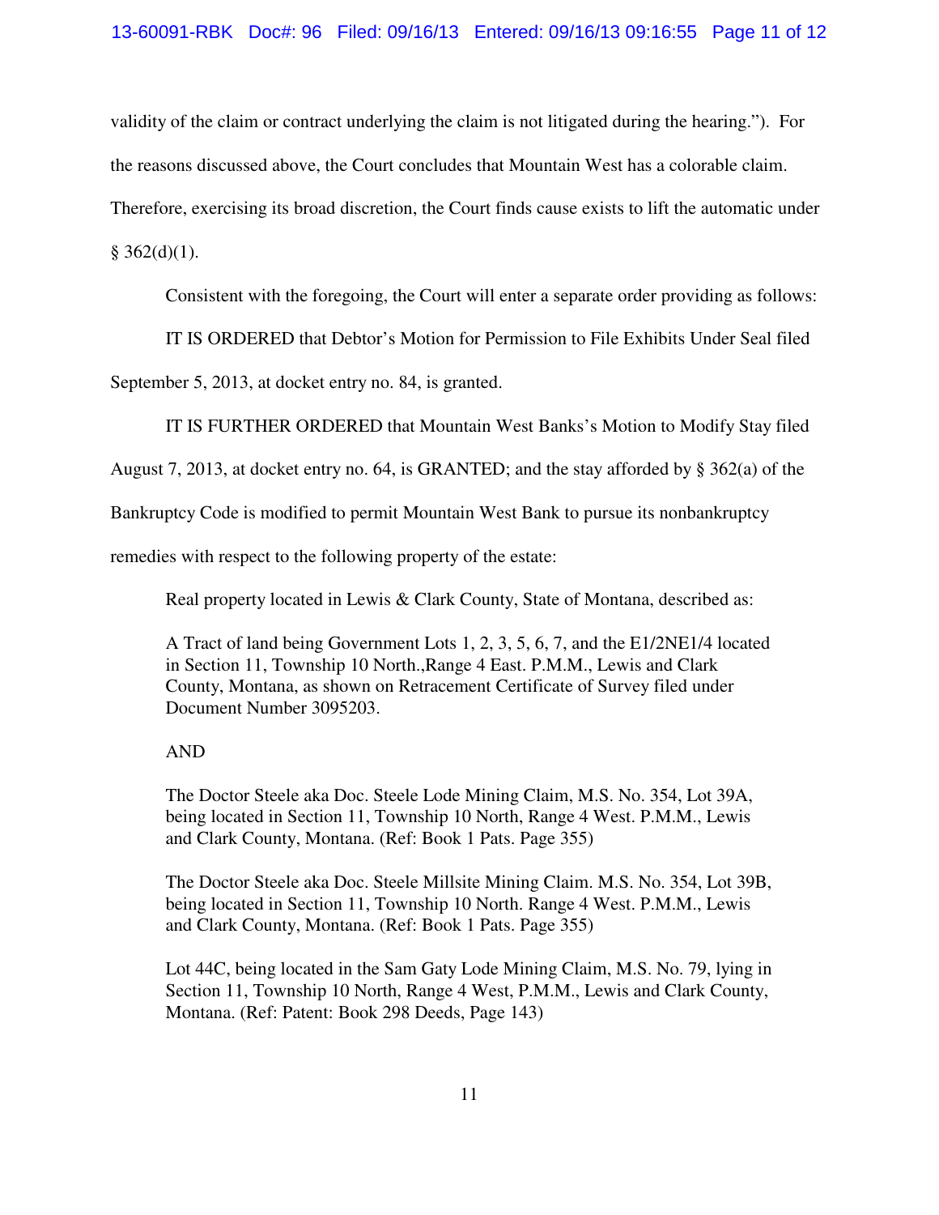validity of the claim or contract underlying the claim is not litigated during the hearing."). For the reasons discussed above, the Court concludes that Mountain West has a colorable claim. Therefore, exercising its broad discretion, the Court finds cause exists to lift the automatic under § 362(d)(1).

Consistent with the foregoing, the Court will enter a separate order providing as follows:

IT IS ORDERED that Debtor's Motion for Permission to File Exhibits Under Seal filed September 5, 2013, at docket entry no. 84, is granted.

IT IS FURTHER ORDERED that Mountain West Banks's Motion to Modify Stay filed August 7, 2013, at docket entry no. 64, is GRANTED; and the stay afforded by § 362(a) of the Bankruptcy Code is modified to permit Mountain West Bank to pursue its nonbankruptcy remedies with respect to the following property of the estate:

> Real property located in Lewis & Clark County, State of Montana, described as:
>
> A Tract of land being Government Lots 1, 2, 3, 5, 6, 7, and the E1/2NE1/4 located in Section 11, Township 10 North.,Range 4 East. P.M.M., Lewis and Clark County, Montana, as shown on Retracement Certificate of Survey filed under Document Number 3095203.
>
> AND
>
> The Doctor Steele aka Doc. Steele Lode Mining Claim, M.S. No. 354, Lot 39A, being located in Section 11, Township 10 North, Range 4 West. P.M.M., Lewis and Clark County, Montana. (Ref: Book 1 Pats. Page 355)
>
> The Doctor Steele aka Doc. Steele Millsite Mining Claim. M.S. No. 354, Lot 39B, being located in Section 11, Township 10 North. Range 4 West. P.M.M., Lewis and Clark County, Montana. (Ref: Book 1 Pats. Page 355)
>
> Lot 44C, being located in the Sam Gaty Lode Mining Claim, M.S. No. 79, lying in Section 11, Township 10 North, Range 4 West, P.M.M., Lewis and Clark County, Montana. (Ref: Patent: Book 298 Deeds, Page 143)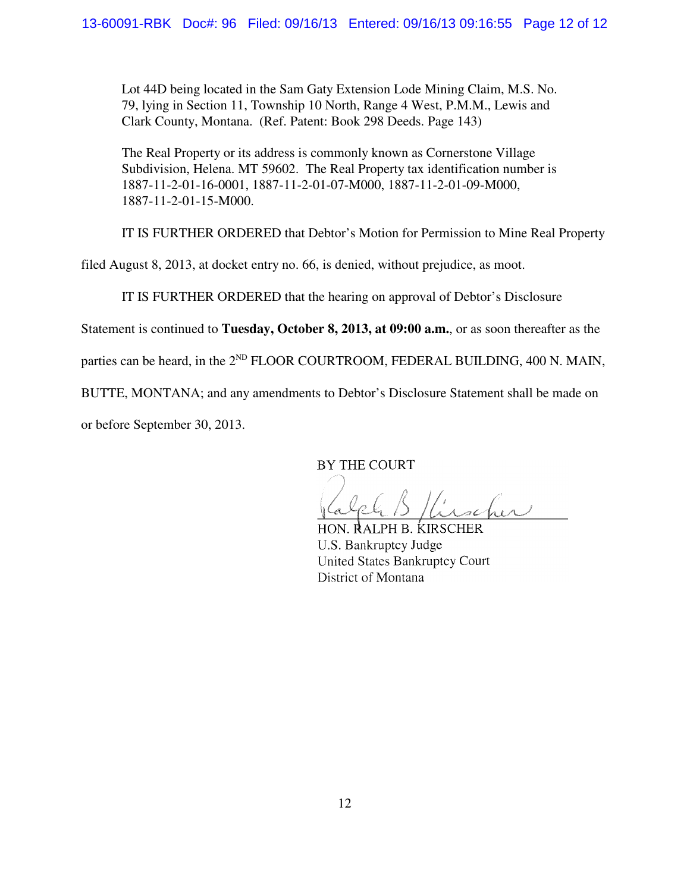Lot 44D being located in the Sam Gaty Extension Lode Mining Claim, M.S. No. 79, lying in Section 11, Township 10 North, Range 4 West, P.M.M., Lewis and Clark County, Montana. (Ref. Patent: Book 298 Deeds. Page 143)

The Real Property or its address is commonly known as Cornerstone Village Subdivision, Helena. MT 59602. The Real Property tax identification number is 1887-11-2-01-16-0001, 1887-11-2-01-07-M000, 1887-11-2-01-09-M000, 1887-11-2-01-15-M000.

IT IS FURTHER ORDERED that Debtor's Motion for Permission to Mine Real Property filed August 8, 2013, at docket entry no. 66, is denied, without prejudice, as moot.

IT IS FURTHER ORDERED that the hearing on approval of Debtor's Disclosure Statement is continued to **Tuesday, October 8, 2013, at 09:00 a.m.**, or as soon thereafter as the parties can be heard, in the 2ND FLOOR COURTROOM, FEDERAL BUILDING, 400 N. MAIN, BUTTE, MONTANA; and any amendments to Debtor's Disclosure Statement shall be made on or before September 30, 2013.

BY THE COURT

HON. RALPH B. KIRSCHER
U.S. Bankruptcy Judge
United States Bankruptcy Court
District of Montana